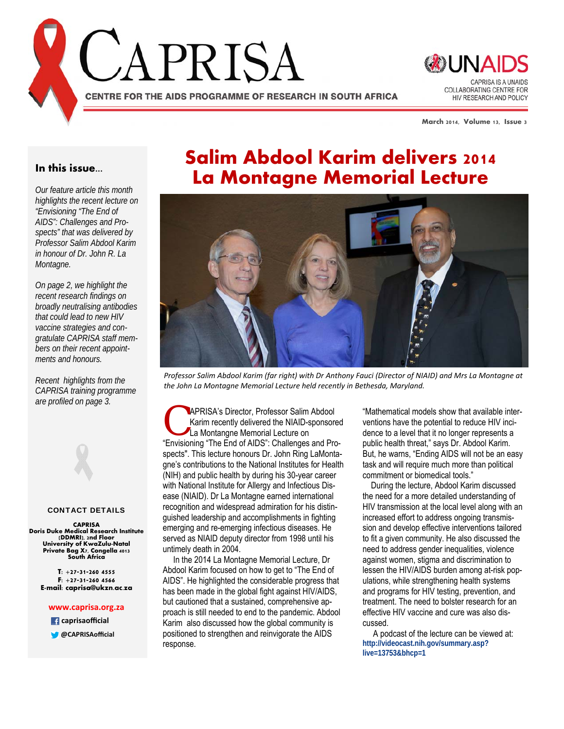# CAPRISA

CENTRE FOR THE AIDS PROGRAMME OF RESEARCH IN SOUTH AFRICA

UNAIDS

CAPRISA IS A UNAIDS COLLABORATING CENTRE FOR HIV RESEARCH AND POLICY

March 2014, Volume 13, Issue 3

## In this issue...

*Our feature article this month highlights the recent lecture on "Envisioning "The End of AIDS": Challenges and Prospects" that was delivered by Professor Salim Abdool Karim in honour of Dr. John R. La Montagne.*

*On page 2, we highlight the recent research findings on broadly neutralising antibodies that could lead to new HIV vaccine strategies and congratulate CAPRISA staff members on their recent appointments and honours.*

*Recent highlights from the CAPRISA training programme are profiled on page 3.*

**CONTACT DETAILS**

**CAPRISA**
**Doris Duke Medical Research Institute (DDMRI), 2nd Floor**
**University of KwaZulu-Natal**
**Private Bag X7, Congella 4013**
**South Africa**

**T**: +27-31-260 4555
**F**: +27-31-260 4566
**E-mail**: caprisa@ukzn.ac.za

**www.caprisa.org.za**

**caprisaofficial**

**@CAPRISAofficial**

# Salim Abdool Karim delivers 2014 La Montagne Memorial Lecture

*Professor Salim Abdool Karim (far right) with Dr Anthony Fauci (Director of NIAID) and Mrs La Montagne at the John La Montagne Memorial Lecture held recently in Bethesda, Maryland.*

CAPRISA's Director, Professor Salim Abdool Karim recently delivered the NIAID-sponsored La Montangne Memorial Lecture on "Envisioning "The End of AIDS": Challenges and Prospects". This lecture honours Dr. John Ring LaMontagne's contributions to the National Institutes for Health (NIH) and public health by during his 30-year career with National Institute for Allergy and Infectious Disease (NIAID). Dr La Montagne earned international recognition and widespread admiration for his distinguished leadership and accomplishments in fighting emerging and re-emerging infectious diseases. He served as NIAID deputy director from 1998 until his untimely death in 2004.

In the 2014 La Montagne Memorial Lecture, Dr Abdool Karim focused on how to get to "The End of AIDS". He highlighted the considerable progress that has been made in the global fight against HIV/AIDS, but cautioned that a sustained, comprehensive approach is still needed to end to the pandemic. Abdool Karim also discussed how the global community is positioned to strengthen and reinvigorate the AIDS response.

"Mathematical models show that available interventions have the potential to reduce HIV incidence to a level that it no longer represents a public health threat," says Dr. Abdool Karim. But, he warns, "Ending AIDS will not be an easy task and will require much more than political commitment or biomedical tools."

During the lecture, Abdool Karim discussed the need for a more detailed understanding of HIV transmission at the local level along with an increased effort to address ongoing transmission and develop effective interventions tailored to fit a given community. He also discussed the need to address gender inequalities, violence against women, stigma and discrimination to lessen the HIV/AIDS burden among at-risk populations, while strengthening health systems and programs for HIV testing, prevention, and treatment. The need to bolster research for an effective HIV vaccine and cure was also discussed.

A podcast of the lecture can be viewed at: **http://videocast.nih.gov/summary.asp?live=13753&bhcp=1**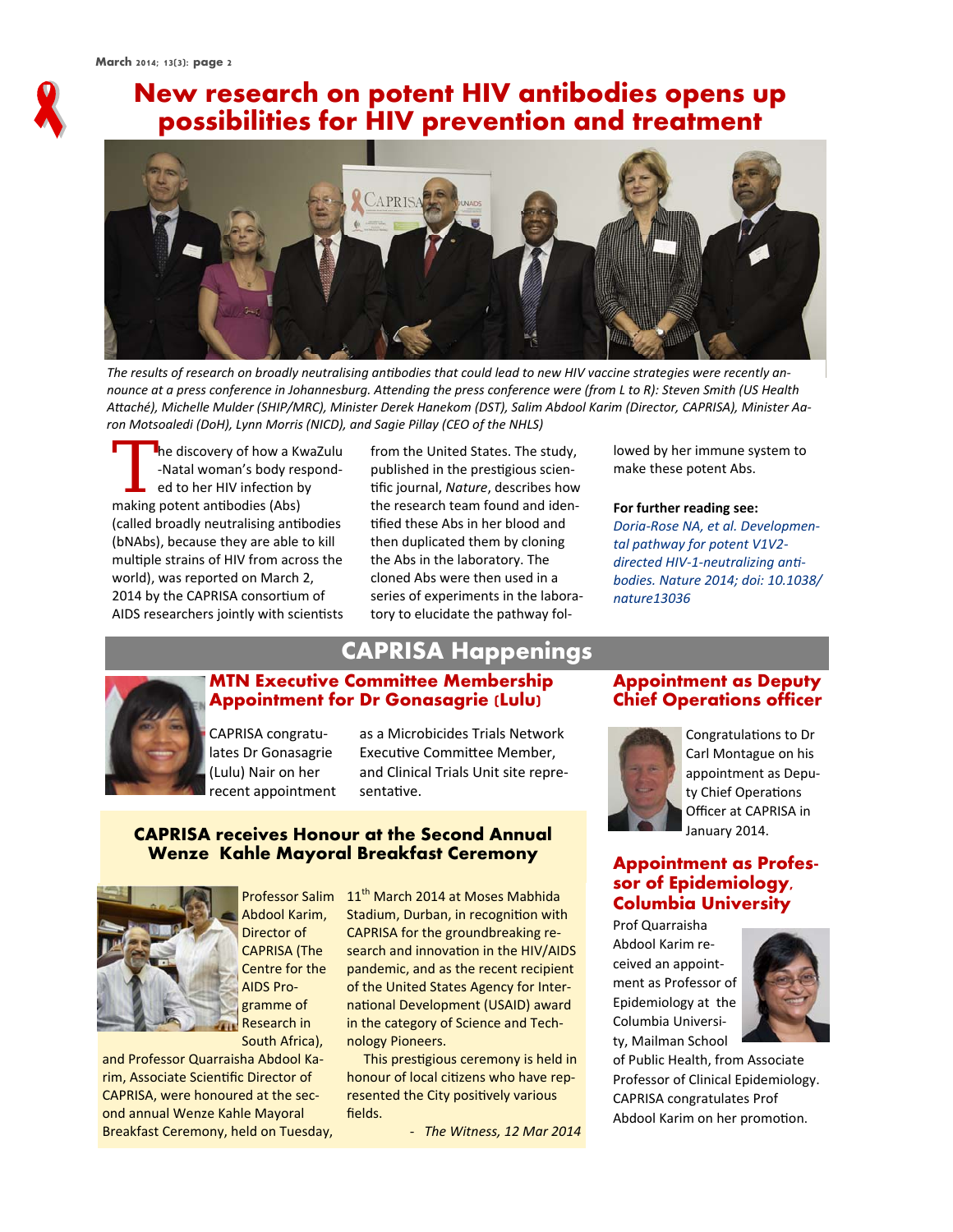# New research on potent HIV antibodies opens up possibilities for HIV prevention and treatment

*The results of research on broadly neutralising antibodies that could lead to new HIV vaccine strategies were recently announce at a press conference in Johannesburg. Attending the press conference were (from L to R): Steven Smith (US Health Attaché), Michelle Mulder (SHIP/MRC), Minister Derek Hanekom (DST), Salim Abdool Karim (Director, CAPRISA), Minister Aaron Motsoaledi (DoH), Lynn Morris (NICD), and Sagie Pillay (CEO of the NHLS)*

The discovery of how a KwaZulu-Natal woman's body responded to her HIV infection by making potent antibodies (Abs) (called broadly neutralising antibodies (bNAbs), because they are able to kill multiple strains of HIV from across the world), was reported on March 2, 2014 by the CAPRISA consortium of AIDS researchers jointly with scientists from the United States. The study, published in the prestigious scientific journal, *Nature*, describes how the research team found and identified these Abs in her blood and then duplicated them by cloning the Abs in the laboratory. The cloned Abs were then used in a series of experiments in the laboratory to elucidate the pathway followed by her immune system to make these potent Abs.

**For further reading see:**

*Doria-Rose NA, et al. Developmental pathway for potent V1V2-directed HIV-1-neutralizing antibodies. Nature 2014; doi: 10.1038/nature13036*

## CAPRISA Happenings

### MTN Executive Committee Membership Appointment for Dr Gonasagrie (Lulu)

CAPRISA congratulates Dr Gonasagrie (Lulu) Nair on her recent appointment as a Microbicides Trials Network Executive Committee Member, and Clinical Trials Unit site representative.

### CAPRISA receives Honour at the Second Annual Wenze Kahle Mayoral Breakfast Ceremony

Professor Salim Abdool Karim, Director of CAPRISA (The Centre for the AIDS Programme of Research in South Africa), and Professor Quarraisha Abdool Karim, Associate Scientific Director of CAPRISA, were honoured at the second annual Wenze Kahle Mayoral Breakfast Ceremony, held on Tuesday, 11th March 2014 at Moses Mabhida Stadium, Durban, in recognition with CAPRISA for the groundbreaking research and innovation in the HIV/AIDS pandemic, and as the recent recipient of the United States Agency for International Development (USAID) award in the category of Science and Technology Pioneers.

This prestigious ceremony is held in honour of local citizens who have represented the City positively various fields.

- *The Witness, 12 Mar 2014*

### Appointment as Deputy Chief Operations officer

Congratulations to Dr Carl Montague on his appointment as Deputy Chief Operations Officer at CAPRISA in January 2014.

### Appointment as Professor of Epidemiology, Columbia University

Prof Quarraisha Abdool Karim received an appointment as Professor of Epidemiology at the Columbia University, Mailman School of Public Health, from Associate Professor of Clinical Epidemiology. CAPRISA congratulates Prof Abdool Karim on her promotion.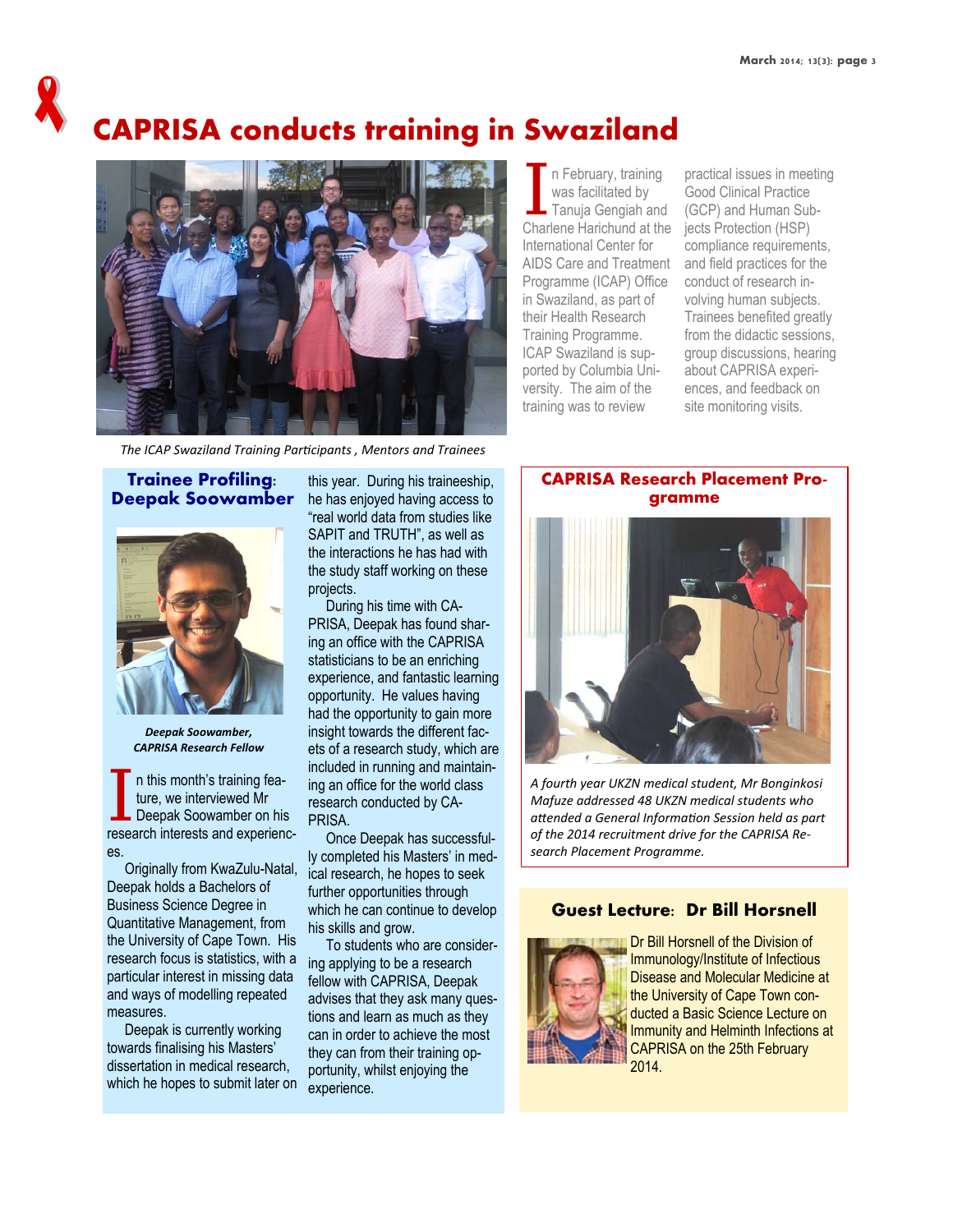# CAPRISA conducts training in Swaziland

*The ICAP Swaziland Training Participants , Mentors and Trainees*

In February, training was facilitated by Tanuja Gengiah and Charlene Harichund at the International Center for AIDS Care and Treatment Programme (ICAP) Office in Swaziland, as part of their Health Research Training Programme. ICAP Swaziland is supported by Columbia University. The aim of the training was to review practical issues in meeting Good Clinical Practice (GCP) and Human Subjects Protection (HSP) compliance requirements, and field practices for the conduct of research involving human subjects. Trainees benefited greatly from the didactic sessions, group discussions, hearing about CAPRISA experiences, and feedback on site monitoring visits.

## Trainee Profiling: Deepak Soowamber

***Deepak Soowamber, CAPRISA Research Fellow***

In this month's training feature, we interviewed Mr Deepak Soowamber on his research interests and experiences.

Originally from KwaZulu-Natal, Deepak holds a Bachelors of Business Science Degree in Quantitative Management, from the University of Cape Town. His research focus is statistics, with a particular interest in missing data and ways of modelling repeated measures.

Deepak is currently working towards finalising his Masters' dissertation in medical research, which he hopes to submit later on this year. During his traineeship, he has enjoyed having access to "real world data from studies like SAPIT and TRUTH", as well as the interactions he has had with the study staff working on these projects.

During his time with CAPRISA, Deepak has found sharing an office with the CAPRISA statisticians to be an enriching experience, and fantastic learning opportunity. He values having had the opportunity to gain more insight towards the different facets of a research study, which are included in running and maintaining an office for the world class research conducted by CAPRISA.

Once Deepak has successfully completed his Masters' in medical research, he hopes to seek further opportunities through which he can continue to develop his skills and grow.

To students who are considering applying to be a research fellow with CAPRISA, Deepak advises that they ask many questions and learn as much as they can in order to achieve the most they can from their training opportunity, whilst enjoying the experience.

## CAPRISA Research Placement Programme

*A fourth year UKZN medical student, Mr Bonginkosi Mafuze addressed 48 UKZN medical students who attended a General Information Session held as part of the 2014 recruitment drive for the CAPRISA Research Placement Programme.*

## Guest Lecture: Dr Bill Horsnell

Dr Bill Horsnell of the Division of Immunology/Institute of Infectious Disease and Molecular Medicine at the University of Cape Town conducted a Basic Science Lecture on Immunity and Helminth Infections at CAPRISA on the 25th February 2014.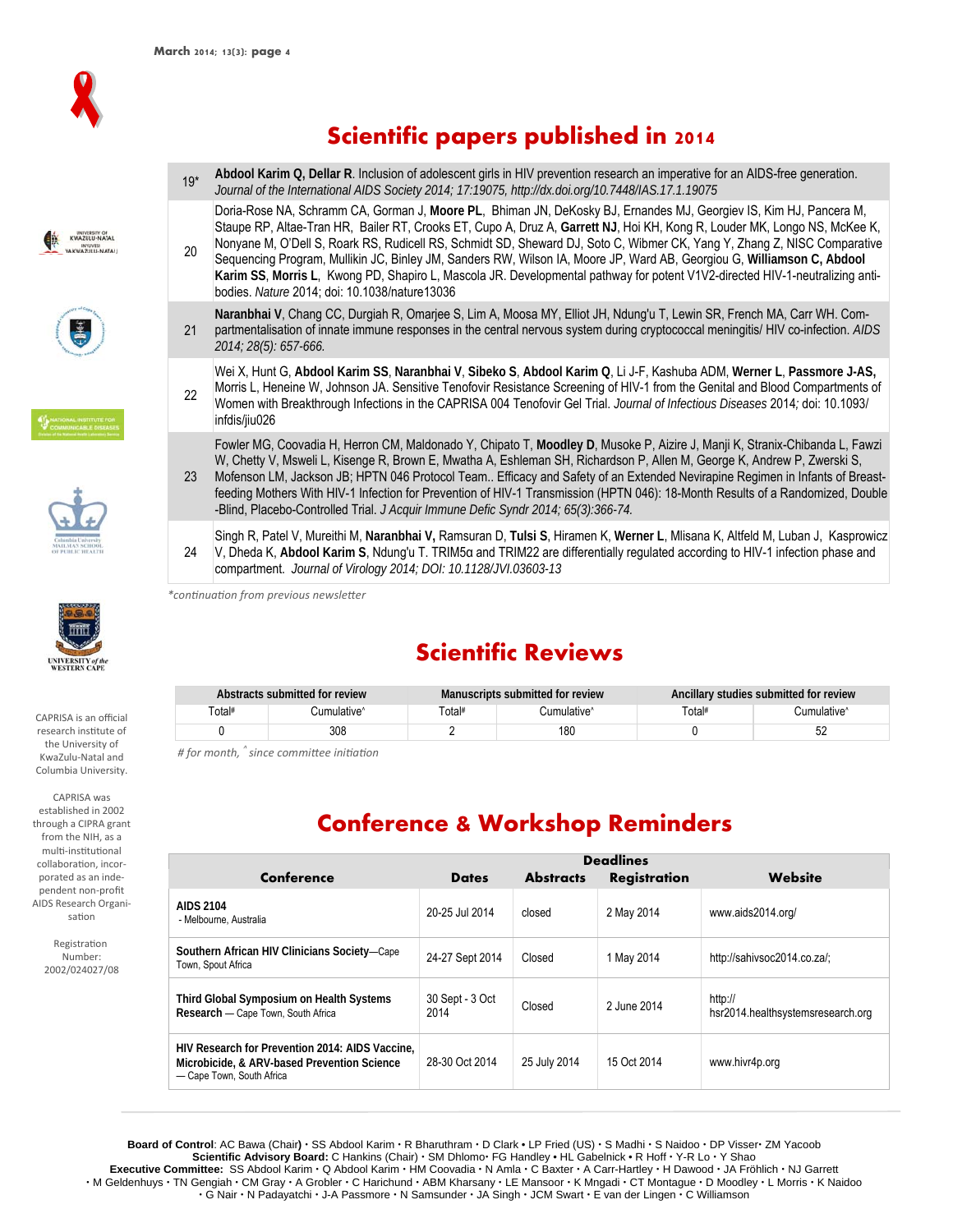# Scientific papers published in 2014

| | |
|---|---|
| 19* | **Abdool Karim Q, Dellar R**. Inclusion of adolescent girls in HIV prevention research an imperative for an AIDS-free generation. *Journal of the International AIDS Society 2014; 17:19075, http://dx.doi.org/10.7448/IAS.17.1.19075* |
| 20 | Doria-Rose NA, Schramm CA, Gorman J, **Moore PL**, Bhiman JN, DeKosky BJ, Ernandes MJ, Georgiev IS, Kim HJ, Pancera M, Staupe RP, Altae-Tran HR, Bailer RT, Crooks ET, Cupo A, Druz A, **Garrett NJ**, Hoi KH, Kong R, Louder MK, Longo NS, McKee K, Nonyane M, O'Dell S, Roark RS, Rudicell RS, Schmidt SD, Sheward DJ, Soto C, Wibmer CK, Yang Y, Zhang Z, NISC Comparative Sequencing Program, Mullikin JC, Binley JM, Sanders RW, Wilson IA, Moore JP, Ward AB, Georgiou G, **Williamson C, Abdool Karim SS**, **Morris L**, Kwong PD, Shapiro L, Mascola JR. Developmental pathway for potent V1V2-directed HIV-1-neutralizing antibodies. *Nature* 2014; doi: 10.1038/nature13036 |
| 21 | **Naranbhai V**, Chang CC, Durgiah R, Omarjee S, Lim A, Moosa MY, Elliot JH, Ndung'u T, Lewin SR, French MA, Carr WH. Compartmentalisation of innate immune responses in the central nervous system during cryptococcal meningitis/ HIV co-infection. *AIDS 2014; 28(5): 657-666.* |
| 22 | Wei X, Hunt G, **Abdool Karim SS**, **Naranbhai V**, **Sibeko S**, **Abdool Karim Q**, Li J-F, Kashuba ADM, **Werner L**, **Passmore J-AS**, Morris L, Heneine W, Johnson JA. Sensitive Tenofovir Resistance Screening of HIV-1 from the Genital and Blood Compartments of Women with Breakthrough Infections in the CAPRISA 004 Tenofovir Gel Trial. *Journal of Infectious Diseases* 2014; doi: 10.1093/ infdis/jiu026 |
| 23 | Fowler MG, Coovadia H, Herron CM, Maldonado Y, Chipato T, **Moodley D**, Musoke P, Aizire J, Manji K, Stranix-Chibanda L, Fawzi W, Chetty V, Msweli L, Kisenge R, Brown E, Mwatha A, Eshleman SH, Richardson P, Allen M, George K, Andrew P, Zwerski S, Mofenson LM, Jackson JB; HPTN 046 Protocol Team.. Efficacy and Safety of an Extended Nevirapine Regimen in Infants of Breast-feeding Mothers With HIV-1 Infection for Prevention of HIV-1 Transmission (HPTN 046): 18-Month Results of a Randomized, Double -Blind, Placebo-Controlled Trial. *J Acquir Immune Defic Syndr 2014; 65(3):366-74.* |
| 24 | Singh R, Patel V, Mureithi M, **Naranbhai V,** Ramsuran D, **Tulsi S**, Hiramen K, **Werner L**, Mlisana K, Altfeld M, Luban J, Kasprowicz V, Dheda K, **Abdool Karim S**, Ndung'u T. TRIM5α and TRIM22 are differentially regulated according to HIV-1 infection phase and compartment. *Journal of Virology 2014; DOI: 10.1128/JVI.03603-13* |

*\*continuation from previous newsletter*

# Scientific Reviews

| Abstracts submitted for review | | Manuscripts submitted for review | | Ancillary studies submitted for review | |
|---|---|---|---|---|---|
| Total# | Cumulative^ | Total# | Cumulative^ | Total# | Cumulative^ |
| 0 | 308 | 2 | 180 | 0 | 52 |

*# for month, ^ since committee initiation*

# Conference & Workshop Reminders

| Conference | Dates | Deadlines Abstracts | Deadlines Registration | Website |
|---|---|---|---|---|
| **AIDS 2104** - Melbourne, Australia | 20-25 Jul 2014 | closed | 2 May 2014 | www.aids2014.org/ |
| **Southern African HIV Clinicians Society**—Cape Town, Spout Africa | 24-27 Sept 2014 | Closed | 1 May 2014 | http://sahivsoc2014.co.za/; |
| **Third Global Symposium on Health Systems Research** — Cape Town, South Africa | 30 Sept - 3 Oct 2014 | Closed | 2 June 2014 | http://hsr2014.healthsystemsresearch.org |
| **HIV Research for Prevention 2014: AIDS Vaccine, Microbicide, & ARV-based Prevention Science** — Cape Town, South Africa | 28-30 Oct 2014 | 25 July 2014 | 15 Oct 2014 | www.hivr4p.org |

CAPRISA is an official research institute of the University of KwaZulu-Natal and Columbia University.

CAPRISA was established in 2002 through a CIPRA grant from the NIH, as a multi-institutional collaboration, incorporated as an independent non-profit AIDS Research Organisation.

Registration Number: 2002/024027/08

**Board of Control**: AC Bawa (Chair) • SS Abdool Karim • R Bharuthram • D Clark • LP Fried (US) • S Madhi • S Naidoo • DP Visser• ZM Yacoob
**Scientific Advisory Board:** C Hankins (Chair) • SM Dhlomo• FG Handley • HL Gabelnick • R Hoff • Y-R Lo • Y Shao
**Executive Committee:** SS Abdool Karim • Q Abdool Karim • HM Coovadia • N Amla • C Baxter • A Carr-Hartley • H Dawood • JA Fröhlich • NJ Garrett • M Geldenhuys • TN Gengiah • CM Gray • A Grobler • C Harichund • ABM Kharsany • LE Mansoor • K Mngadi • CT Montague • D Moodley • L Morris • K Naidoo • G Nair • N Padayatchi • J-A Passmore • N Samsunder • JA Singh • JCM Swart • E van der Lingen • C Williamson